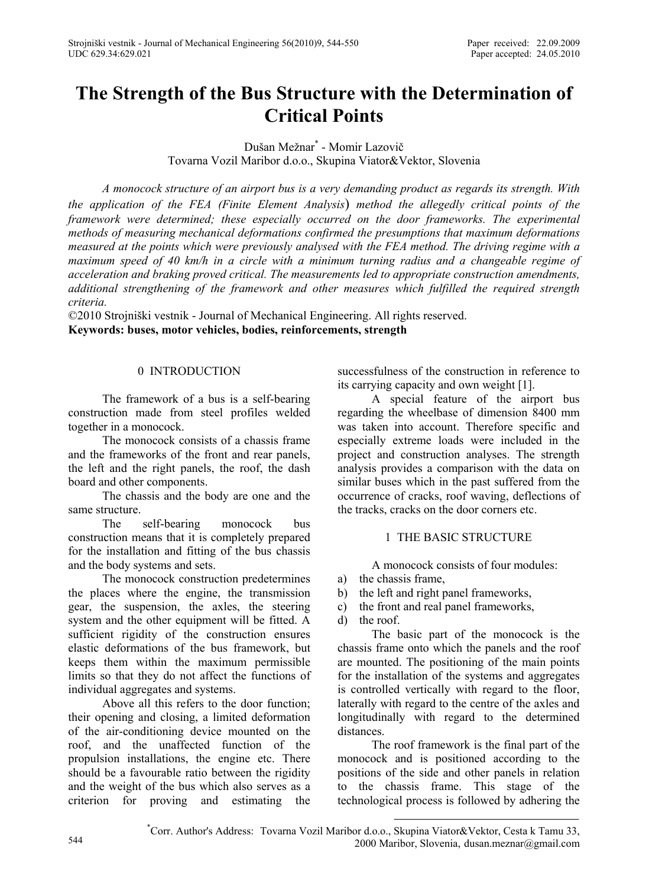# The Strength of the Bus Structure with the Determination of Critical Points

Dušan Mežnar* - Momir Lazovič
Tovarna Vozil Maribor d.o.o., Skupina Viator&Vektor, Slovenia

*A monocock structure of an airport bus is a very demanding product as regards its strength. With the application of the FEA (Finite Element Analysis) method the allegedly critical points of the framework were determined; these especially occurred on the door frameworks. The experimental methods of measuring mechanical deformations confirmed the presumptions that maximum deformations measured at the points which were previously analysed with the FEA method. The driving regime with a maximum speed of 40 km/h in a circle with a minimum turning radius and a changeable regime of acceleration and braking proved critical. The measurements led to appropriate construction amendments, additional strengthening of the framework and other measures which fulfilled the required strength criteria.*

©2010 Strojniški vestnik - Journal of Mechanical Engineering. All rights reserved.

**Keywords: buses, motor vehicles, bodies, reinforcements, strength**

## 0 INTRODUCTION

The framework of a bus is a self-bearing construction made from steel profiles welded together in a monocock.

The monocock consists of a chassis frame and the frameworks of the front and rear panels, the left and the right panels, the roof, the dash board and other components.

The chassis and the body are one and the same structure.

The self-bearing monocock bus construction means that it is completely prepared for the installation and fitting of the bus chassis and the body systems and sets.

The monocock construction predetermines the places where the engine, the transmission gear, the suspension, the axles, the steering system and the other equipment will be fitted. A sufficient rigidity of the construction ensures elastic deformations of the bus framework, but keeps them within the maximum permissible limits so that they do not affect the functions of individual aggregates and systems.

Above all this refers to the door function; their opening and closing, a limited deformation of the air-conditioning device mounted on the roof, and the unaffected function of the propulsion installations, the engine etc. There should be a favourable ratio between the rigidity and the weight of the bus which also serves as a criterion for proving and estimating the successfulness of the construction in reference to its carrying capacity and own weight [1].

A special feature of the airport bus regarding the wheelbase of dimension 8400 mm was taken into account. Therefore specific and especially extreme loads were included in the project and construction analyses. The strength analysis provides a comparison with the data on similar buses which in the past suffered from the occurrence of cracks, roof waving, deflections of the tracks, cracks on the door corners etc.

## 1 THE BASIC STRUCTURE

A monocock consists of four modules:

a) the chassis frame,
b) the left and right panel frameworks,
c) the front and real panel frameworks,
d) the roof.

The basic part of the monocock is the chassis frame onto which the panels and the roof are mounted. The positioning of the main points for the installation of the systems and aggregates is controlled vertically with regard to the floor, laterally with regard to the centre of the axles and longitudinally with regard to the determined distances.

The roof framework is the final part of the monocock and is positioned according to the positions of the side and other panels in relation to the chassis frame. This stage of the technological process is followed by adhering the

*Corr. Author's Address: Tovarna Vozil Maribor d.o.o., Skupina Viator&Vektor, Cesta k Tamu 33, 2000 Maribor, Slovenia, dusan.meznar@gmail.com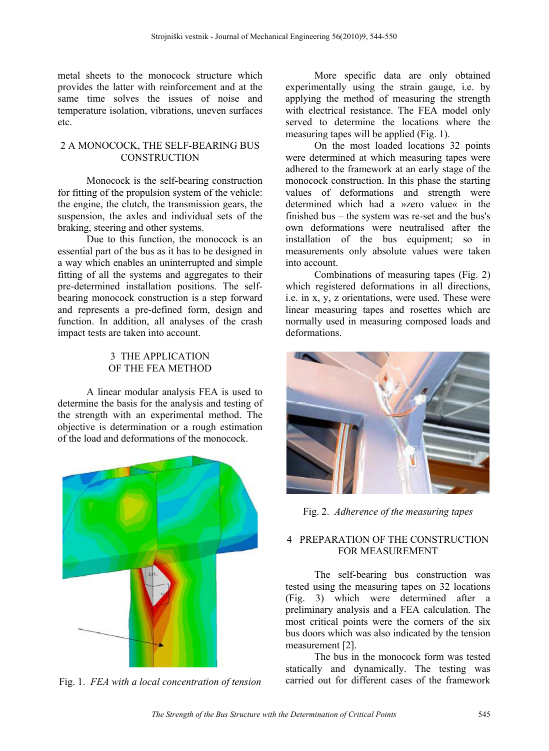metal sheets to the monocock structure which provides the latter with reinforcement and at the same time solves the issues of noise and temperature isolation, vibrations, uneven surfaces etc.

## 2 A MONOCOCK, THE SELF-BEARING BUS CONSTRUCTION

Monocock is the self-bearing construction for fitting of the propulsion system of the vehicle: the engine, the clutch, the transmission gears, the suspension, the axles and individual sets of the braking, steering and other systems.

Due to this function, the monocock is an essential part of the bus as it has to be designed in a way which enables an uninterrupted and simple fitting of all the systems and aggregates to their pre-determined installation positions. The self-bearing monocock construction is a step forward and represents a pre-defined form, design and function. In addition, all analyses of the crash impact tests are taken into account.

## 3 THE APPLICATION OF THE FEA METHOD

A linear modular analysis FEA is used to determine the basis for the analysis and testing of the strength with an experimental method. The objective is determination or a rough estimation of the load and deformations of the monocock.

Fig. 1. *FEA with a local concentration of tension*

More specific data are only obtained experimentally using the strain gauge, i.e. by applying the method of measuring the strength with electrical resistance. The FEA model only served to determine the locations where the measuring tapes will be applied (Fig. 1).

On the most loaded locations 32 points were determined at which measuring tapes were adhered to the framework at an early stage of the monocock construction. In this phase the starting values of deformations and strength were determined which had a »zero value« in the finished bus – the system was re-set and the bus's own deformations were neutralised after the installation of the bus equipment; so in measurements only absolute values were taken into account.

Combinations of measuring tapes (Fig. 2) which registered deformations in all directions, i.e. in x, y, z orientations, were used. These were linear measuring tapes and rosettes which are normally used in measuring composed loads and deformations.

Fig. 2. *Adherence of the measuring tapes*

## 4 PREPARATION OF THE CONSTRUCTION FOR MEASUREMENT

The self-bearing bus construction was tested using the measuring tapes on 32 locations (Fig. 3) which were determined after a preliminary analysis and a FEA calculation. The most critical points were the corners of the six bus doors which was also indicated by the tension measurement [2].

The bus in the monocock form was tested statically and dynamically. The testing was carried out for different cases of the framework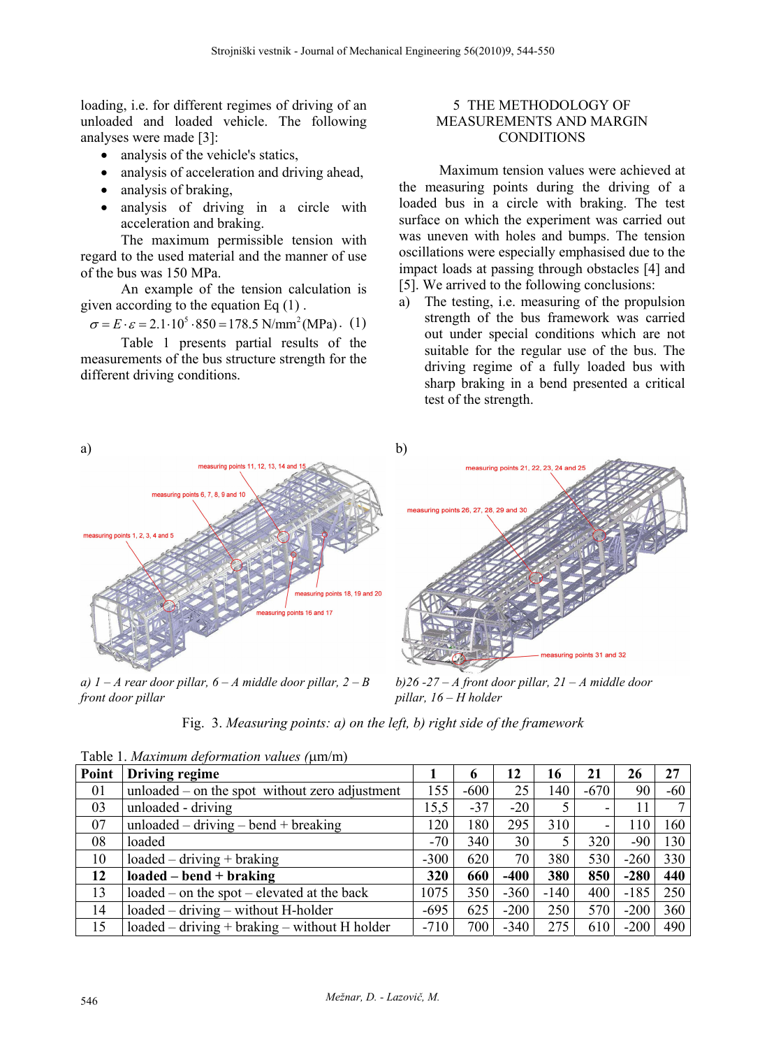loading, i.e. for different regimes of driving of an unloaded and loaded vehicle. The following analyses were made [3]:

- analysis of the vehicle's statics,
- analysis of acceleration and driving ahead,
- analysis of braking,
- analysis of driving in a circle with acceleration and braking.

The maximum permissible tension with regard to the used material and the manner of use of the bus was 150 MPa.

An example of the tension calculation is given according to the equation Eq (1) .

$$\sigma = E \cdot \varepsilon = 2.1 \cdot 10^5 \cdot 850 = 178.5 \text{ N/mm}^2 (\text{MPa}) . \quad (1)$$

Table 1 presents partial results of the measurements of the bus structure strength for the different driving conditions.

## 5 THE METHODOLOGY OF MEASUREMENTS AND MARGIN CONDITIONS

Maximum tension values were achieved at the measuring points during the driving of a loaded bus in a circle with braking. The test surface on which the experiment was carried out was uneven with holes and bumps. The tension oscillations were especially emphasised due to the impact loads at passing through obstacles [4] and [5]. We arrived to the following conclusions:

a) The testing, i.e. measuring of the propulsion strength of the bus framework was carried out under special conditions which are not suitable for the regular use of the bus. The driving regime of a fully loaded bus with sharp braking in a bend presented a critical test of the strength.

*a) 1 – A rear door pillar, 6 – A middle door pillar, 2 – B front door pillar*

*b)26 -27 – A front door pillar, 21 – A middle door pillar, 16 – H holder*

Fig. 3. *Measuring points: a) on the left, b) right side of the framework*

Table 1. *Maximum deformation values (*μm/m)

| Point | Driving regime | 1 | 6 | 12 | 16 | 21 | 26 | 27 |
|---|---|---|---|---|---|---|---|---|
| 01 | unloaded – on the spot without zero adjustment | 155 | -600 | 25 | 140 | -670 | 90 | -60 |
| 03 | unloaded - driving | 15,5 | -37 | -20 | 5 | - | 11 | 7 |
| 07 | unloaded – driving – bend + breaking | 120 | 180 | 295 | 310 | - | 110 | 160 |
| 08 | loaded | -70 | 340 | 30 | 5 | 320 | -90 | 130 |
| 10 | loaded – driving + braking | -300 | 620 | 70 | 380 | 530 | -260 | 330 |
| **12** | **loaded – bend + braking** | **320** | **660** | **-400** | **380** | **850** | **-280** | **440** |
| 13 | loaded – on the spot – elevated at the back | 1075 | 350 | -360 | -140 | 400 | -185 | 250 |
| 14 | loaded – driving – without H-holder | -695 | 625 | -200 | 250 | 570 | -200 | 360 |
| 15 | loaded – driving + braking – without H holder | -710 | 700 | -340 | 275 | 610 | -200 | 490 |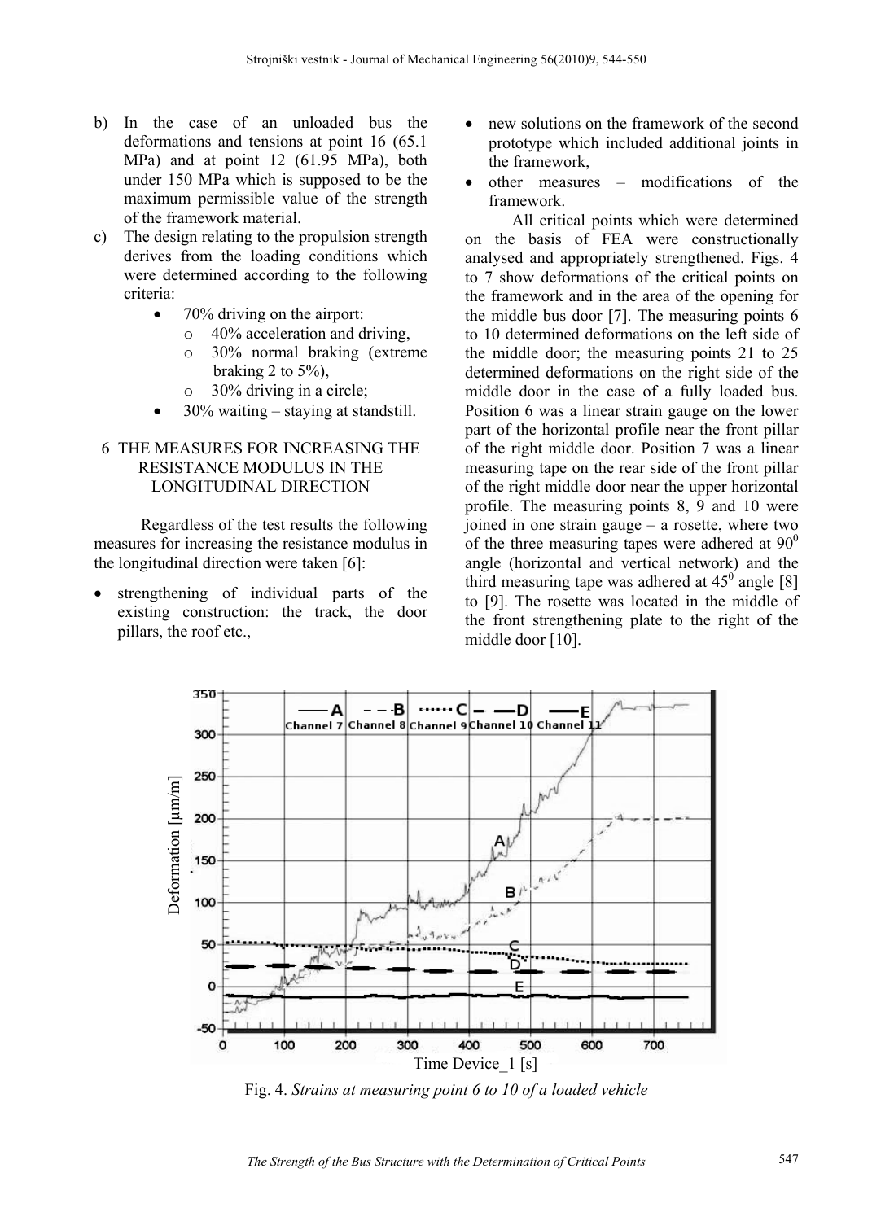b) In the case of an unloaded bus the deformations and tensions at point 16 (65.1 MPa) and at point 12 (61.95 MPa), both under 150 MPa which is supposed to be the maximum permissible value of the strength of the framework material.

c) The design relating to the propulsion strength derives from the loading conditions which were determined according to the following criteria:
   - 70% driving on the airport:
     - 40% acceleration and driving,
     - 30% normal braking (extreme braking 2 to 5%),
     - 30% driving in a circle;
   - 30% waiting – staying at standstill.

## 6 THE MEASURES FOR INCREASING THE RESISTANCE MODULUS IN THE LONGITUDINAL DIRECTION

Regardless of the test results the following measures for increasing the resistance modulus in the longitudinal direction were taken [6]:

- strengthening of individual parts of the existing construction: the track, the door pillars, the roof etc.,
- new solutions on the framework of the second prototype which included additional joints in the framework,
- other measures – modifications of the framework.

All critical points which were determined on the basis of FEA were constructionally analysed and appropriately strengthened. Figs. 4 to 7 show deformations of the critical points on the framework and in the area of the opening for the middle bus door [7]. The measuring points 6 to 10 determined deformations on the left side of the middle door; the measuring points 21 to 25 determined deformations on the right side of the middle door in the case of a fully loaded bus. Position 6 was a linear strain gauge on the lower part of the horizontal profile near the front pillar of the right middle door. Position 7 was a linear measuring tape on the rear side of the front pillar of the right middle door near the upper horizontal profile. The measuring points 8, 9 and 10 were joined in one strain gauge – a rosette, where two of the three measuring tapes were adhered at $90^0$ angle (horizontal and vertical network) and the third measuring tape was adhered at $45^0$ angle [8] to [9]. The rosette was located in the middle of the front strengthening plate to the right of the middle door [10].

Fig. 4. *Strains at measuring point 6 to 10 of a loaded vehicle*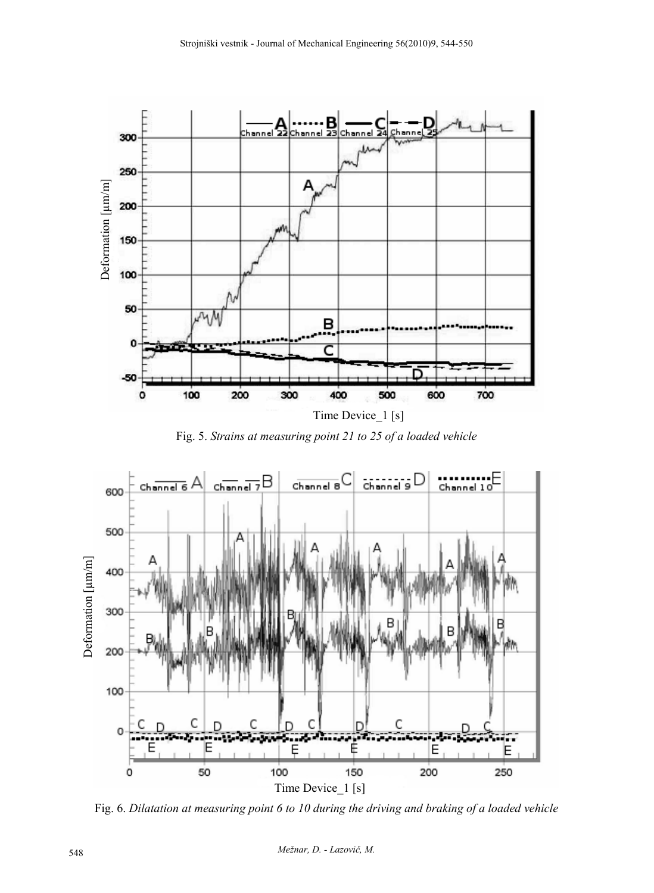Fig. 5. *Strains at measuring point 21 to 25 of a loaded vehicle*

Fig. 6. *Dilatation at measuring point 6 to 10 during the driving and braking of a loaded vehicle*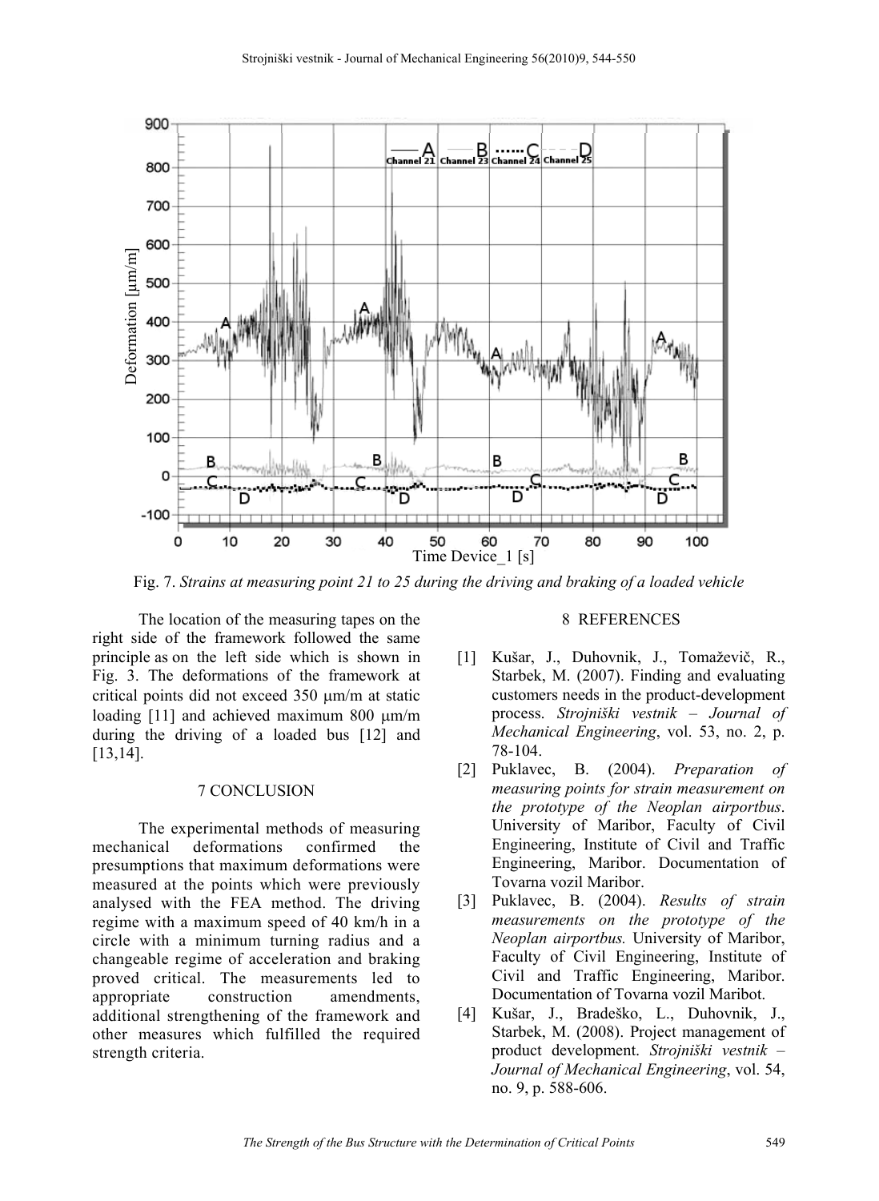Fig. 7. *Strains at measuring point 21 to 25 during the driving and braking of a loaded vehicle*

The location of the measuring tapes on the right side of the framework followed the same principle as on the left side which is shown in Fig. 3. The deformations of the framework at critical points did not exceed 350 μm/m at static loading [11] and achieved maximum 800 μm/m during the driving of a loaded bus [12] and [13,14].

## 7 CONCLUSION

The experimental methods of measuring mechanical deformations confirmed the presumptions that maximum deformations were measured at the points which were previously analysed with the FEA method. The driving regime with a maximum speed of 40 km/h in a circle with a minimum turning radius and a changeable regime of acceleration and braking proved critical. The measurements led to appropriate construction amendments, additional strengthening of the framework and other measures which fulfilled the required strength criteria.

## 8 REFERENCES

[1] Kušar, J., Duhovnik, J., Tomaževič, R., Starbek, M. (2007). Finding and evaluating customers needs in the product-development process. *Strojniški vestnik – Journal of Mechanical Engineering*, vol. 53, no. 2, p. 78-104.

[2] Puklavec, B. (2004). *Preparation of measuring points for strain measurement on the prototype of the Neoplan airportbus*. University of Maribor, Faculty of Civil Engineering, Institute of Civil and Traffic Engineering, Maribor. Documentation of Tovarna vozil Maribor.

[3] Puklavec, B. (2004). *Results of strain measurements on the prototype of the Neoplan airportbus.* University of Maribor, Faculty of Civil Engineering, Institute of Civil and Traffic Engineering, Maribor. Documentation of Tovarna vozil Maribot.

[4] Kušar, J., Bradeško, L., Duhovnik, J., Starbek, M. (2008). Project management of product development. *Strojniški vestnik – Journal of Mechanical Engineering*, vol. 54, no. 9, p. 588-606.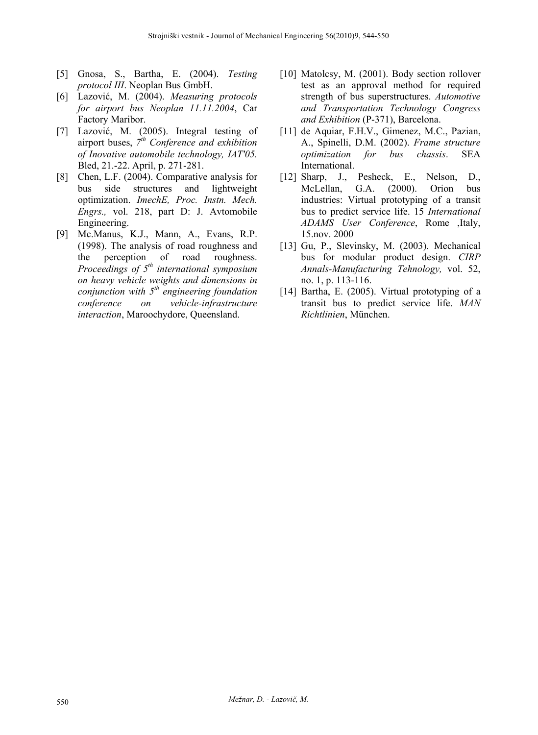[5] Gnosa, S., Bartha, E. (2004). *Testing protocol III*. Neoplan Bus GmbH.

[6] Lazović, M. (2004). *Measuring protocols for airport bus Neoplan 11.11.2004*, Car Factory Maribor.

[7] Lazović, M. (2005). Integral testing of airport buses, *7th Conference and exhibition of Inovative automobile technology, IAT'05.* Bled, 21.-22. April, p. 271-281.

[8] Chen, L.F. (2004). Comparative analysis for bus side structures and lightweight optimization. *ImechE, Proc. Instn. Mech. Engrs.,* vol. 218, part D: J. Avtomobile Engineering.

[9] Mc.Manus, K.J., Mann, A., Evans, R.P. (1998). The analysis of road roughness and the perception of road roughness. *Proceedings of 5th international symposium on heavy vehicle weights and dimensions in conjunction with 5th engineering foundation conference on vehicle-infrastructure interaction*, Maroochydore, Queensland.

[10] Matolcsy, M. (2001). Body section rollover test as an approval method for required strength of bus superstructures. *Automotive and Transportation Technology Congress and Exhibition* (P-371), Barcelona.

[11] de Aquiar, F.H.V., Gimenez, M.C., Pazian, A., Spinelli, D.M. (2002). *Frame structure optimization for bus chassis*. SEA International.

[12] Sharp, J., Pesheck, E., Nelson, D., McLellan, G.A. (2000). Orion bus industries: Virtual prototyping of a transit bus to predict service life. 15 *International ADAMS User Conference*, Rome ,Italy, 15.nov. 2000

[13] Gu, P., Slevinsky, M. (2003). Mechanical bus for modular product design. *CIRP Annals-Manufacturing Tehnology,* vol. 52, no. 1, p. 113-116.

[14] Bartha, E. (2005). Virtual prototyping of a transit bus to predict service life. *MAN Richtlinien*, München.